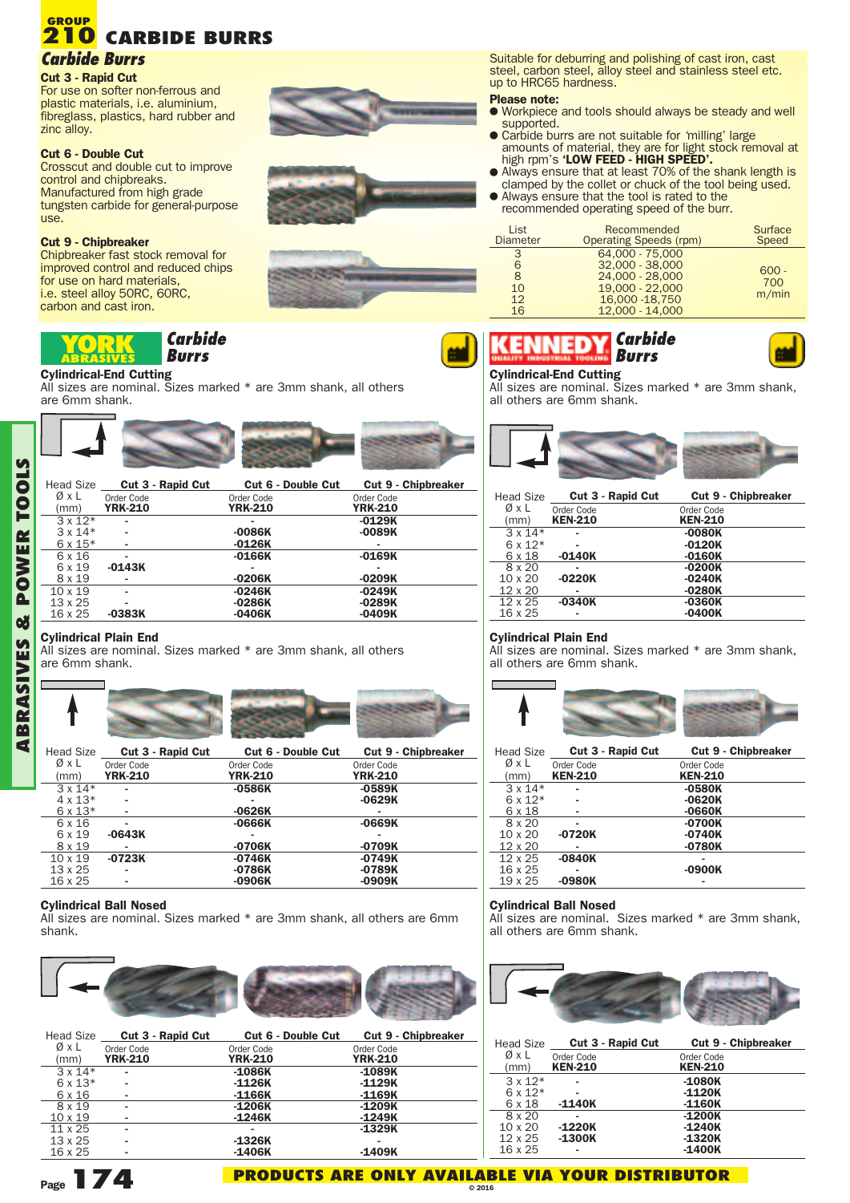# GROUP 210 CARBIDE BURRS

## Carbide Burrs

**Cut 3 - Rapid Cut**
For use on softer non-ferrous and plastic materials, i.e. aluminium, fibreglass, plastics, hard rubber and zinc alloy.

**Cut 6 - Double Cut**
Crosscut and double cut to improve control and chipbreaks. Manufactured from high grade tungsten carbide for general-purpose use.

**Cut 9 - Chipbreaker**
Chipbreaker fast stock removal for improved control and reduced chips for use on hard materials, i.e. steel alloy 50RC, 60RC, carbon and cast iron.

Suitable for deburring and polishing of cast iron, cast steel, carbon steel, alloy steel and stainless steel etc. up to HRC65 hardness.

**Please note:**

- Workpiece and tools should always be steady and well supported.
- Carbide burrs are not suitable for 'milling' large amounts of material, they are for light stock removal at high rpm's **'LOW FEED - HIGH SPEED'.**
- Always ensure that at least 70% of the shank length is clamped by the collet or chuck of the tool being used.
- Always ensure that the tool is rated to the recommended operating speed of the burr.

| List Diameter | Recommended Operating Speeds (rpm) | Surface Speed |
|---|---|---|
| 3 | 64,000 - 75,000 | 600 - 700 m/min |
| 6 | 32,000 - 38,000 | |
| 8 | 24,000 - 28,000 | |
| 10 | 19,000 - 22,000 | |
| 12 | 16,000 -18,750 | |
| 16 | 12,000 - 14,000 | |

## YORK ABRASIVES Carbide Burrs

### Cylindrical-End Cutting

All sizes are nominal. Sizes marked * are 3mm shank, all others are 6mm shank.

| Head Size Ø x L (mm) | Cut 3 - Rapid Cut Order Code YRK-210 | Cut 6 - Double Cut Order Code YRK-210 | Cut 9 - Chipbreaker Order Code YRK-210 |
|---|---|---|---|
| 3 x 12* | - | - | -0129K |
| 3 x 14* | - | -0086K | -0089K |
| 6 x 15* | - | -0126K | - |
| 6 x 16 | - | -0166K | -0169K |
| 6 x 19 | -0143K | - | - |
| 8 x 19 | - | -0206K | -0209K |
| 10 x 19 | - | -0246K | -0249K |
| 13 x 25 | - | -0286K | -0289K |
| 16 x 25 | -0383K | -0406K | -0409K |

### Cylindrical Plain End

All sizes are nominal. Sizes marked * are 3mm shank, all others are 6mm shank.

| Head Size Ø x L (mm) | Cut 3 - Rapid Cut Order Code YRK-210 | Cut 6 - Double Cut Order Code YRK-210 | Cut 9 - Chipbreaker Order Code YRK-210 |
|---|---|---|---|
| 3 x 14* | - | -0586K | -0589K |
| 4 x 13* | - | - | -0629K |
| 6 x 13* | - | -0626K | - |
| 6 x 16 | - | -0666K | -0669K |
| 6 x 19 | -0643K | - | - |
| 8 x 19 | - | -0706K | -0709K |
| 10 x 19 | -0723K | -0746K | -0749K |
| 13 x 25 | - | -0786K | -0789K |
| 16 x 25 | - | -0906K | -0909K |

### Cylindrical Ball Nosed

All sizes are nominal. Sizes marked * are 3mm shank, all others are 6mm shank.

| Head Size Ø x L (mm) | Cut 3 - Rapid Cut Order Code YRK-210 | Cut 6 - Double Cut Order Code YRK-210 | Cut 9 - Chipbreaker Order Code YRK-210 |
|---|---|---|---|
| 3 x 14* | - | -1086K | -1089K |
| 6 x 13* | - | -1126K | -1129K |
| 6 x 16 | - | -1166K | -1169K |
| 8 x 19 | - | -1206K | -1209K |
| 10 x 19 | - | -1246K | -1249K |
| 11 x 25 | - | - | -1329K |
| 13 x 25 | - | -1326K | - |
| 16 x 25 | - | -1406K | -1409K |

## KENNEDY Carbide Burrs

### Cylindrical-End Cutting

All sizes are nominal. Sizes marked * are 3mm shank, all others are 6mm shank.

| Head Size Ø x L (mm) | Cut 3 - Rapid Cut Order Code KEN-210 | Cut 9 - Chipbreaker Order Code KEN-210 |
|---|---|---|
| 3 x 14* | - | -0080K |
| 6 x 12* | - | -0120K |
| 6 x 18 | -0140K | -0160K |
| 8 x 20 | - | -0200K |
| 10 x 20 | -0220K | -0240K |
| 12 x 20 | - | -0280K |
| 12 x 25 | -0340K | -0360K |
| 16 x 25 | - | -0400K |

### Cylindrical Plain End

All sizes are nominal. Sizes marked * are 3mm shank, all others are 6mm shank.

| Head Size Ø x L (mm) | Cut 3 - Rapid Cut Order Code KEN-210 | Cut 9 - Chipbreaker Order Code KEN-210 |
|---|---|---|
| 3 x 14* | - | -0580K |
| 6 x 12* | - | -0620K |
| 6 x 18 | - | -0660K |
| 8 x 20 | - | -0700K |
| 10 x 20 | -0720K | -0740K |
| 12 x 20 | - | -0780K |
| 12 x 25 | -0840K | - |
| 16 x 25 | - | -0900K |
| 19 x 25 | -0980K | - |

### Cylindrical Ball Nosed

All sizes are nominal. Sizes marked * are 3mm shank, all others are 6mm shank.

| Head Size Ø x L (mm) | Cut 3 - Rapid Cut Order Code KEN-210 | Cut 9 - Chipbreaker Order Code KEN-210 |
|---|---|---|
| 3 x 12* | - | -1080K |
| 6 x 12* | - | -1120K |
| 6 x 18 | -1140K | -1160K |
| 8 x 20 | - | -1200K |
| 10 x 20 | -1220K | -1240K |
| 12 x 25 | -1300K | -1320K |
| 16 x 25 | - | -1400K |

**PRODUCTS ARE ONLY AVAILABLE VIA YOUR DISTRIBUTOR**

© 2016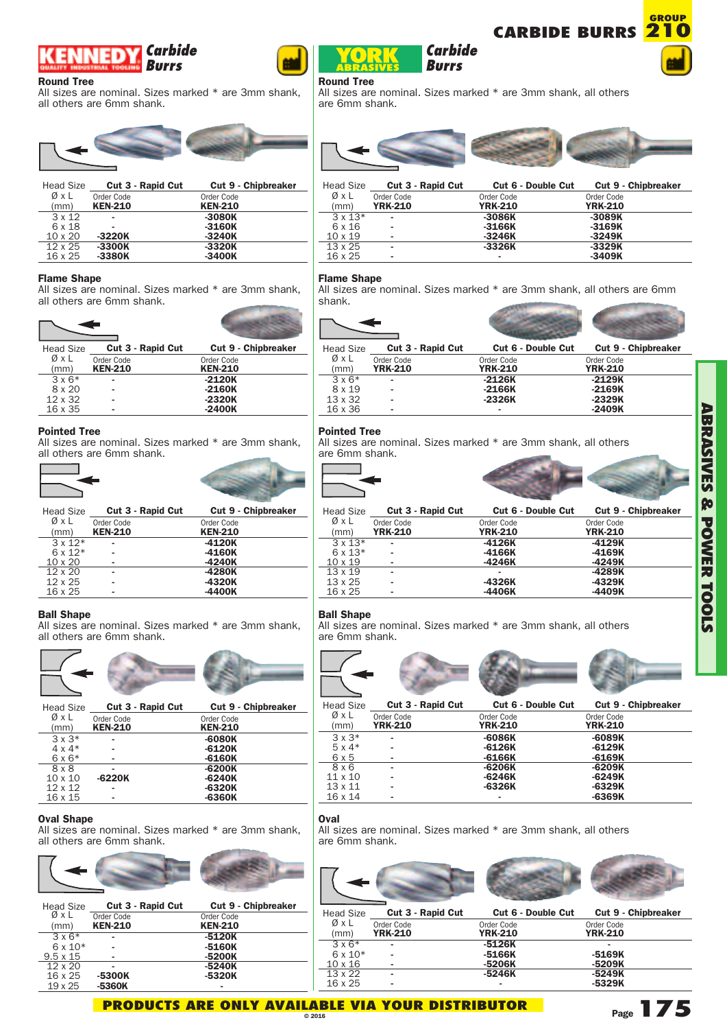# CARBIDE BURRS

## Kennedy Carbide Burrs

### Round Tree

All sizes are nominal. Sizes marked * are 3mm shank, all others are 6mm shank.

| Head Size Ø x L (mm) | Cut 3 - Rapid Cut Order Code KEN-210 | Cut 9 - Chipbreaker Order Code KEN-210 |
|---|---|---|
| 3 x 12 | - | -3080K |
| 6 x 18 | - | -3160K |
| 10 x 20 | -3220K | -3240K |
| 12 x 25 | -3300K | -3320K |
| 16 x 25 | -3380K | -3400K |

### Flame Shape

All sizes are nominal. Sizes marked * are 3mm shank, all others are 6mm shank.

| Head Size Ø x L (mm) | Cut 3 - Rapid Cut Order Code KEN-210 | Cut 9 - Chipbreaker Order Code KEN-210 |
|---|---|---|
| 3 x 6* | - | -2120K |
| 8 x 20 | - | -2160K |
| 12 x 32 | - | -2320K |
| 16 x 35 | - | -2400K |

### Pointed Tree

All sizes are nominal. Sizes marked * are 3mm shank, all others are 6mm shank.

| Head Size Ø x L (mm) | Cut 3 - Rapid Cut Order Code KEN-210 | Cut 9 - Chipbreaker Order Code KEN-210 |
|---|---|---|
| 3 x 12* | - | -4120K |
| 6 x 12* | - | -4160K |
| 10 x 20 | - | -4240K |
| 12 x 20 | - | -4280K |
| 12 x 25 | - | -4320K |
| 16 x 25 | - | -4400K |

### Ball Shape

All sizes are nominal. Sizes marked * are 3mm shank, all others are 6mm shank.

| Head Size Ø x L (mm) | Cut 3 - Rapid Cut Order Code KEN-210 | Cut 9 - Chipbreaker Order Code KEN-210 |
|---|---|---|
| 3 x 3* | - | -6080K |
| 4 x 4* | - | -6120K |
| 6 x 6* | - | -6160K |
| 8 x 8 | - | -6200K |
| 10 x 10 | -6220K | -6240K |
| 12 x 12 | - | -6320K |
| 16 x 15 | - | -6360K |

### Oval Shape

All sizes are nominal. Sizes marked * are 3mm shank, all others are 6mm shank.

| Head Size Ø x L (mm) | Cut 3 - Rapid Cut Order Code KEN-210 | Cut 9 - Chipbreaker Order Code KEN-210 |
|---|---|---|
| 3 x 6* | - | -5120K |
| 6 x 10* | - | -5160K |
| 9.5 x 15 | - | -5200K |
| 12 x 20 | - | -5240K |
| 16 x 25 | -5300K | -5320K |
| 19 x 25 | -5360K | - |

## York Abrasives Carbide Burrs

### Round Tree

All sizes are nominal. Sizes marked * are 3mm shank, all others are 6mm shank.

| Head Size Ø x L (mm) | Cut 3 - Rapid Cut Order Code YRK-210 | Cut 6 - Double Cut Order Code YRK-210 | Cut 9 - Chipbreaker Order Code YRK-210 |
|---|---|---|---|
| 3 x 13* | - | -3086K | -3089K |
| 6 x 16 | - | -3166K | -3169K |
| 10 x 19 | - | -3246K | -3249K |
| 13 x 25 | - | -3326K | -3329K |
| 16 x 25 | - | - | -3409K |

### Flame Shape

All sizes are nominal. Sizes marked * are 3mm shank, all others are 6mm shank.

| Head Size Ø x L (mm) | Cut 3 - Rapid Cut Order Code YRK-210 | Cut 6 - Double Cut Order Code YRK-210 | Cut 9 - Chipbreaker Order Code YRK-210 |
|---|---|---|---|
| 3 x 6* | - | -2126K | -2129K |
| 8 x 19 | - | -2166K | -2169K |
| 13 x 32 | - | -2326K | -2329K |
| 16 x 36 | - | - | -2409K |

### Pointed Tree

All sizes are nominal. Sizes marked * are 3mm shank, all others are 6mm shank.

| Head Size Ø x L (mm) | Cut 3 - Rapid Cut Order Code YRK-210 | Cut 6 - Double Cut Order Code YRK-210 | Cut 9 - Chipbreaker Order Code YRK-210 |
|---|---|---|---|
| 3 x 13* | - | -4126K | -4129K |
| 6 x 13* | - | -4166K | -4169K |
| 10 x 19 | - | -4246K | -4249K |
| 13 x 19 | - | - | -4289K |
| 13 x 25 | - | -4326K | -4329K |
| 16 x 25 | - | -4406K | -4409K |

### Ball Shape

All sizes are nominal. Sizes marked * are 3mm shank, all others are 6mm shank.

| Head Size Ø x L (mm) | Cut 3 - Rapid Cut Order Code YRK-210 | Cut 6 - Double Cut Order Code YRK-210 | Cut 9 - Chipbreaker Order Code YRK-210 |
|---|---|---|---|
| 3 x 3* | - | -6086K | -6089K |
| 5 x 4* | - | -6126K | -6129K |
| 6 x 5 | - | -6166K | -6169K |
| 8 x 6 | - | -6206K | -6209K |
| 11 x 10 | - | -6246K | -6249K |
| 13 x 11 | - | -6326K | -6329K |
| 16 x 14 | - | - | -6369K |

### Oval

All sizes are nominal. Sizes marked * are 3mm shank, all others are 6mm shank.

| Head Size Ø x L (mm) | Cut 3 - Rapid Cut Order Code YRK-210 | Cut 6 - Double Cut Order Code YRK-210 | Cut 9 - Chipbreaker Order Code YRK-210 |
|---|---|---|---|
| 3 x 6* | - | -5126K | - |
| 6 x 10* | - | -5166K | -5169K |
| 10 x 16 | - | -5206K | -5209K |
| 13 x 22 | - | -5246K | -5249K |
| 16 x 25 | - | - | -5329K |

PRODUCTS ARE ONLY AVAILABLE VIA YOUR DISTRIBUTOR

© 2016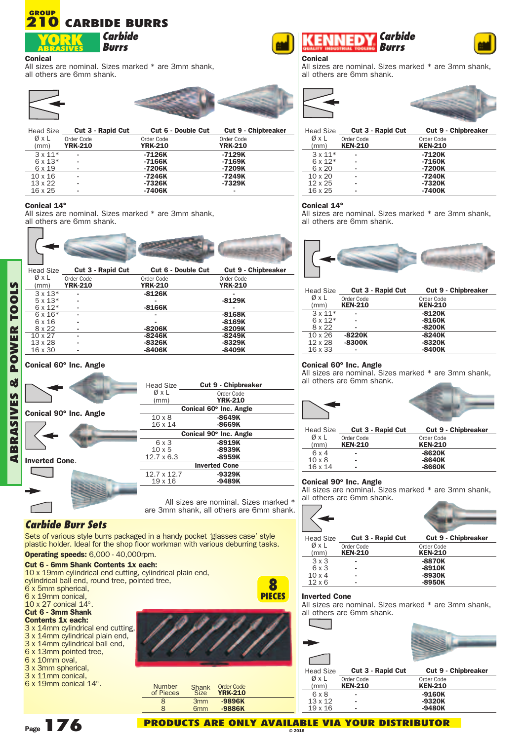# GROUP 210 CARBIDE BURRS

## YORK ABRASIVES Carbide Burrs

### Conical

All sizes are nominal. Sizes marked * are 3mm shank, all others are 6mm shank.

| Head Size Ø x L (mm) | Cut 3 - Rapid Cut Order Code YRK-210 | Cut 6 - Double Cut Order Code YRK-210 | Cut 9 - Chipbreaker Order Code YRK-210 |
|---|---|---|---|
| 3 x 11* | - | -7126K | -7129K |
| 6 x 13* | - | -7166K | -7169K |
| 6 x 19 | - | -7206K | -7209K |
| 10 x 16 | - | -7246K | -7249K |
| 13 x 22 | - | -7326K | -7329K |
| 16 x 25 | - | -7406K | - |

### Conical 14°

All sizes are nominal. Sizes marked * are 3mm shank, all others are 6mm shank.

| Head Size Ø x L (mm) | Cut 3 - Rapid Cut Order Code YRK-210 | Cut 6 - Double Cut Order Code YRK-210 | Cut 9 - Chipbreaker Order Code YRK-210 |
|---|---|---|---|
| 3 x 13* | - | -8126K | - |
| 5 x 13* | - | - | -8129K |
| 6 x 12* | - | -8166K | - |
| 6 x 16* | - | - | -8168K |
| 6 x 16 | - | - | -8169K |
| 8 x 22 | - | -8206K | -8209K |
| 10 x 27 | - | -8246K | -8249K |
| 13 x 28 | - | -8326K | -8329K |
| 16 x 30 | - | -8406K | -8409K |

### Conical 60° Inc. Angle

### Conical 90° Inc. Angle

### Inverted Cone.

| Head Size Ø x L (mm) | Cut 9 - Chipbreaker Order Code YRK-210 |
|---|---|
| **Conical 60° Inc. Angle** | |
| 10 x 8 | -8649K |
| 16 x 14 | -8669K |
| **Conical 90° Inc. Angle** | |
| 6 x 3 | -8919K |
| 10 x 5 | -8939K |
| 12.7 x 6.3 | -8959K |
| **Inverted Cone** | |
| 12.7 x 12.7 | -9329K |
| 19 x 16 | -9489K |

All sizes are nominal. Sizes marked * are 3mm shank, all others are 6mm shank.

## Carbide Burr Sets

Sets of various style burrs packaged in a handy pocket 'glasses case' style plastic holder. Ideal for the shop floor workman with various deburring tasks.

**Operating speeds:** 6,000 - 40,000rpm.

**Cut 6 - 6mm Shank Contents 1x each:**
10 x 19mm cylindrical end cutting, cylindrical plain end, cylindrical ball end, round tree, pointed tree,
6 x 5mm spherical,
6 x 19mm conical,
10 x 27 conical 14°.

**Cut 6 - 3mm Shank Contents 1x each:**
3 x 14mm cylindrical end cutting,
3 x 14mm cylindrical plain end,
3 x 14mm cylindrical ball end,
6 x 13mm pointed tree,
6 x 10mm oval,
3 x 3mm spherical,
3 x 11mm conical,
6 x 19mm conical 14°.

8 PIECES

| Number of Pieces | Shank Size | Order Code YRK-210 |
|---|---|---|
| 8 | 3mm | -9896K |
| 8 | 6mm | -9886K |

## KENNEDY Carbide Burrs

### Conical

All sizes are nominal. Sizes marked * are 3mm shank, all others are 6mm shank.

| Head Size Ø x L (mm) | Cut 3 - Rapid Cut Order Code KEN-210 | Cut 9 - Chipbreaker Order Code KEN-210 |
|---|---|---|
| 3 x 11* | - | -7120K |
| 6 x 12* | - | -7160K |
| 6 x 20 | - | -7200K |
| 10 x 20 | - | -7240K |
| 12 x 25 | - | -7320K |
| 16 x 25 | - | -7400K |

### Conical 14°

All sizes are nominal. Sizes marked * are 3mm shank, all others are 6mm shank.

| Head Size Ø x L (mm) | Cut 3 - Rapid Cut Order Code KEN-210 | Cut 9 - Chipbreaker Order Code KEN-210 |
|---|---|---|
| 3 x 11* | - | -8120K |
| 6 x 12* | - | -8160K |
| 8 x 22 | - | -8200K |
| 10 x 26 | -8220K | -8240K |
| 12 x 28 | -8300K | -8320K |
| 16 x 33 | - | -8400K |

### Conical 60° Inc. Angle

All sizes are nominal. Sizes marked * are 3mm shank, all others are 6mm shank.

| Head Size Ø x L (mm) | Cut 3 - Rapid Cut Order Code KEN-210 | Cut 9 - Chipbreaker Order Code KEN-210 |
|---|---|---|
| 6 x 4 | - | -8620K |
| 10 x 8 | - | -8640K |
| 16 x 14 | - | -8660K |

### Conical 90° Inc. Angle

All sizes are nominal. Sizes marked * are 3mm shank, all others are 6mm shank.

| Head Size Ø x L (mm) | Cut 3 - Rapid Cut Order Code KEN-210 | Cut 9 - Chipbreaker Order Code KEN-210 |
|---|---|---|
| 3 x 3 | - | -8870K |
| 6 x 3 | - | -8910K |
| 10 x 4 | - | -8930K |
| 12 x 6 | - | -8950K |

### Inverted Cone

All sizes are nominal. Sizes marked * are 3mm shank, all others are 6mm shank.

| Head Size Ø x L (mm) | Cut 3 - Rapid Cut Order Code KEN-210 | Cut 9 - Chipbreaker Order Code KEN-210 |
|---|---|---|
| 6 x 8 | - | -9160K |
| 13 x 12 | - | -9320K |
| 19 x 16 | - | -9480K |

PRODUCTS ARE ONLY AVAILABLE VIA YOUR DISTRIBUTOR

© 2016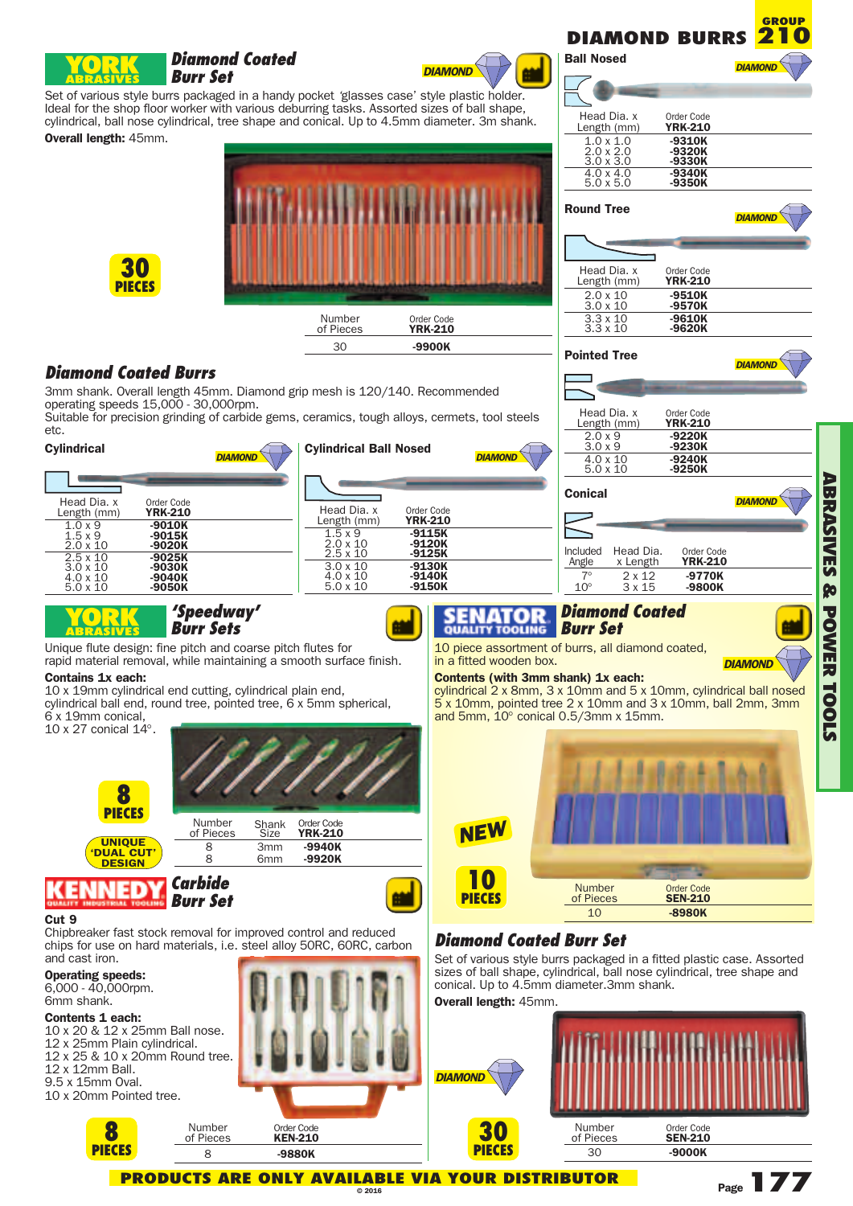# DIAMOND BURRS

GROUP 210

## YORK ABRASIVES — Diamond Coated Burr Set

DIAMOND

Set of various style burrs packaged in a handy pocket 'glasses case' style plastic holder. Ideal for the shop floor worker with various deburring tasks. Assorted sizes of ball shape, cylindrical, ball nose cylindrical, tree shape and conical. Up to 4.5mm diameter. 3m shank.

**Overall length:** 45mm.

30 PIECES

| Number of Pieces | Order Code YRK-210 |
|---|---|
| 30 | -9900K |

## Diamond Coated Burrs

3mm shank. Overall length 45mm. Diamond grip mesh is 120/140. Recommended operating speeds 15,000 - 30,000rpm.
Suitable for precision grinding of carbide gems, ceramics, tough alloys, cermets, tool steels etc.

### Cylindrical

DIAMOND

| Head Dia. x Length (mm) | Order Code YRK-210 |
|---|---|
| 1.0 x 9 | -9010K |
| 1.5 x 9 | -9015K |
| 2.0 x 10 | -9020K |
| 2.5 x 10 | -9025K |
| 3.0 x 10 | -9030K |
| 4.0 x 10 | -9040K |
| 5.0 x 10 | -9050K |

### Cylindrical Ball Nosed

DIAMOND

| Head Dia. x Length (mm) | Order Code YRK-210 |
|---|---|
| 1.5 x 9 | -9115K |
| 2.0 x 10 | -9120K |
| 2.5 x 10 | -9125K |
| 3.0 x 10 | -9130K |
| 4.0 x 10 | -9140K |
| 5.0 x 10 | -9150K |

### Ball Nosed

DIAMOND

| Head Dia. x Length (mm) | Order Code YRK-210 |
|---|---|
| 1.0 x 1.0 | -9310K |
| 2.0 x 2.0 | -9320K |
| 3.0 x 3.0 | -9330K |
| 4.0 x 4.0 | -9340K |
| 5.0 x 5.0 | -9350K |

### Round Tree

DIAMOND

| Head Dia. x Length (mm) | Order Code YRK-210 |
|---|---|
| 2.0 x 10 | -9510K |
| 3.0 x 10 | -9570K |
| 3.3 x 10 | -9610K |
| 3.3 x 10 | -9620K |

### Pointed Tree

DIAMOND

| Head Dia. x Length (mm) | Order Code YRK-210 |
|---|---|
| 2.0 x 9 | -9220K |
| 3.0 x 9 | -9230K |
| 4.0 x 10 | -9240K |
| 5.0 x 10 | -9250K |

### Conical

DIAMOND

| Included Angle | Head Dia. x Length | Order Code YRK-210 |
|---|---|---|
| 7° | 2 x 12 | -9770K |
| 10° | 3 x 15 | -9800K |

## YORK ABRASIVES — 'Speedway' Burr Sets

Unique flute design: fine pitch and coarse pitch flutes for rapid material removal, while maintaining a smooth surface finish.

**Contains 1x each:**
10 x 19mm cylindrical end cutting, cylindrical plain end, cylindrical ball end, round tree, pointed tree, 6 x 5mm spherical, 6 x 19mm conical,
10 x 27 conical 14°.

8 PIECES

UNIQUE 'DUAL CUT' DESIGN

| Number of Pieces | Shank Size | Order Code YRK-210 |
|---|---|---|
| 8 | 3mm | -9940K |
| 8 | 6mm | -9920K |

## SENATOR QUALITY TOOLING — Diamond Coated Burr Set

10 piece assortment of burrs, all diamond coated, in a fitted wooden box.

DIAMOND

**Contents (with 3mm shank) 1x each:**
cylindrical 2 x 8mm, 3 x 10mm and 5 x 10mm, cylindrical ball nosed 5 x 10mm, pointed tree 2 x 10mm and 3 x 10mm, ball 2mm, 3mm and 5mm, 10° conical 0.5/3mm x 15mm.

NEW

10 PIECES

| Number of Pieces | Order Code SEN-210 |
|---|---|
| 10 | -8980K |

## KENNEDY QUALITY INDUSTRIAL TOOLING — Carbide Burr Set

**Cut 9**
Chipbreaker fast stock removal for improved control and reduced chips for use on hard materials, i.e. steel alloy 50RC, 60RC, carbon and cast iron.

**Operating speeds:**
6,000 - 40,000rpm.
6mm shank.

**Contents 1 each:**
10 x 20 & 12 x 25mm Ball nose.
12 x 25mm Plain cylindrical.
12 x 25 & 10 x 20mm Round tree.
12 x 12mm Ball.
9.5 x 15mm Oval.
10 x 20mm Pointed tree.

8 PIECES

| Number of Pieces | Order Code KEN-210 |
|---|---|
| 8 | -9880K |

## Diamond Coated Burr Set

Set of various style burrs packaged in a fitted plastic case. Assorted sizes of ball shape, cylindrical, ball nose cylindrical, tree shape and conical. Up to 4.5mm diameter.3mm shank.

**Overall length:** 45mm.

DIAMOND

30 PIECES

| Number of Pieces | Order Code SEN-210 |
|---|---|
| 30 | -9000K |

ABRASIVES & POWER TOOLS

PRODUCTS ARE ONLY AVAILABLE VIA YOUR DISTRIBUTOR

© 2016